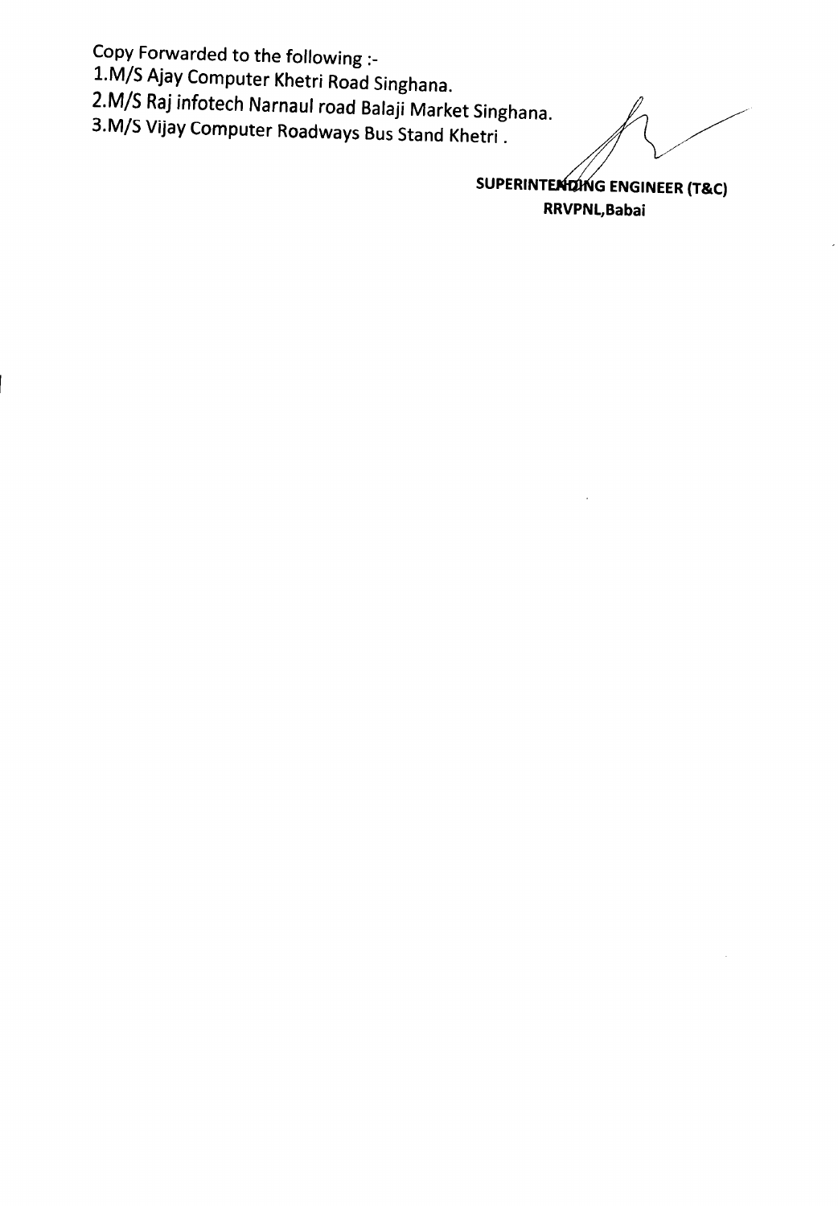Copy Forwarded to the following :-

1.M/S Ajay Computer Khetri Road Singhana.

2.M/S Raj infotech Narnaul road Balaji Market Singhana.

3.M/S Vijay Computer Roadways Bus Stand Khetri .

**SUPERINTENDING ENGINEER (T&C)**
**RRVPNL,Babai**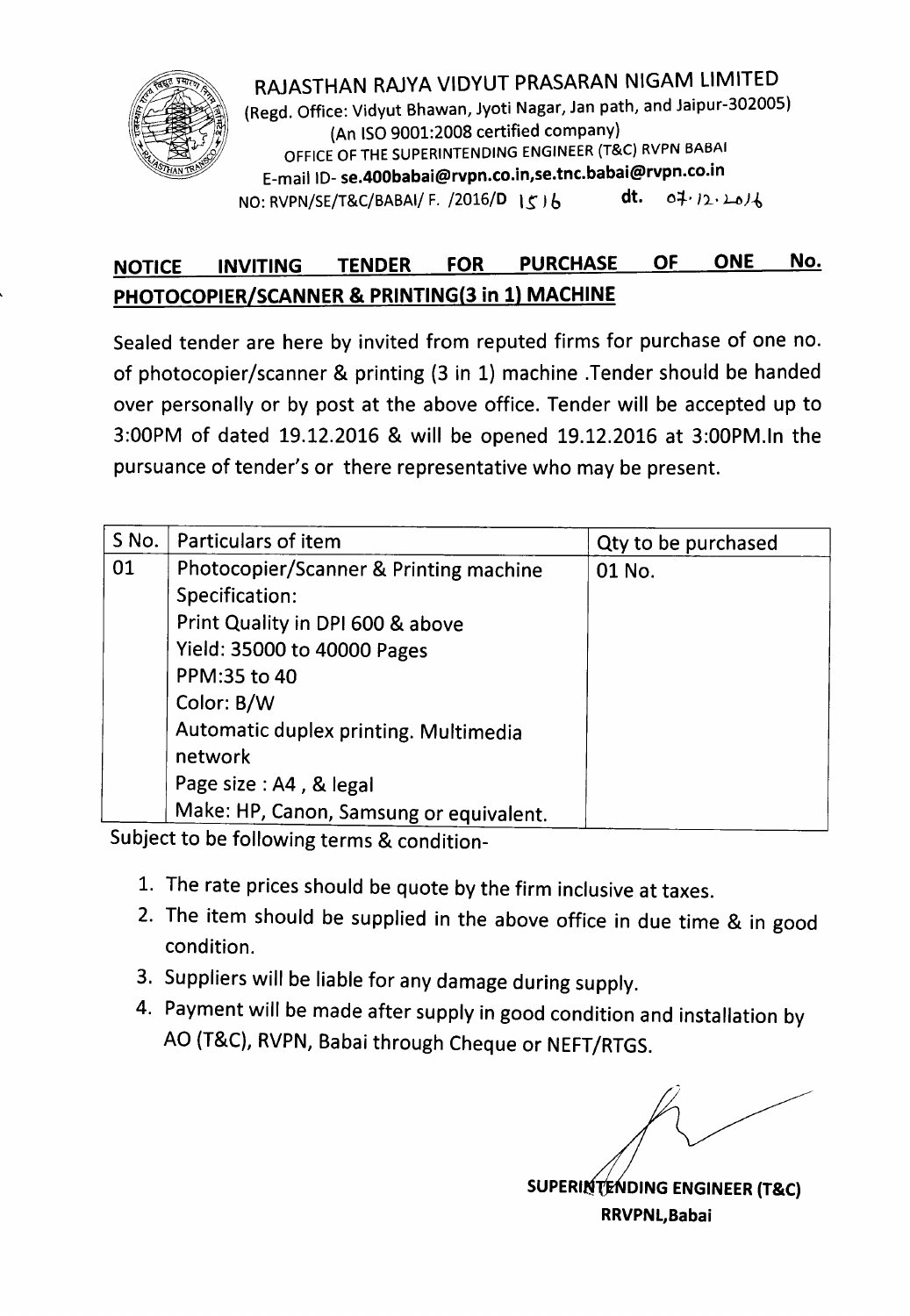RAJASTHAN RAJYA VIDYUT PRASARAN NIGAM LIMITED

(Regd. Office: Vidyut Bhawan, Jyoti Nagar, Jan path, and Jaipur-302005)

(An ISO 9001:2008 certified company)

OFFICE OF THE SUPERINTENDING ENGINEER (T&C) RVPN BABAI

E-mail ID- **se.400babai@rvpn.co.in,se.tnc.babai@rvpn.co.in**

NO: RVPN/SE/T&C/BABAI/ F. /2016/D 1516 **dt.** 07.12.2016

## NOTICE INVITING TENDER FOR PURCHASE OF ONE No. PHOTOCOPIER/SCANNER & PRINTING(3 in 1) MACHINE

Sealed tender are here by invited from reputed firms for purchase of one no. of photocopier/scanner & printing (3 in 1) machine .Tender should be handed over personally or by post at the above office. Tender will be accepted up to 3:00PM of dated 19.12.2016 & will be opened 19.12.2016 at 3:00PM.In the pursuance of tender's or there representative who may be present.

| S No. | Particulars of item | Qty to be purchased |
|---|---|---|
| 01 | Photocopier/Scanner & Printing machine<br>Specification:<br>Print Quality in DPI 600 & above<br>Yield: 35000 to 40000 Pages<br>PPM:35 to 40<br>Color: B/W<br>Automatic duplex printing. Multimedia network<br>Page size : A4 , & legal<br>Make: HP, Canon, Samsung or equivalent. | 01 No. |

Subject to be following terms & condition-

1. The rate prices should be quote by the firm inclusive at taxes.
2. The item should be supplied in the above office in due time & in good condition.
3. Suppliers will be liable for any damage during supply.
4. Payment will be made after supply in good condition and installation by AO (T&C), RVPN, Babai through Cheque or NEFT/RTGS.

**SUPERINTENDING ENGINEER (T&C)**

**RRVPNL,Babai**